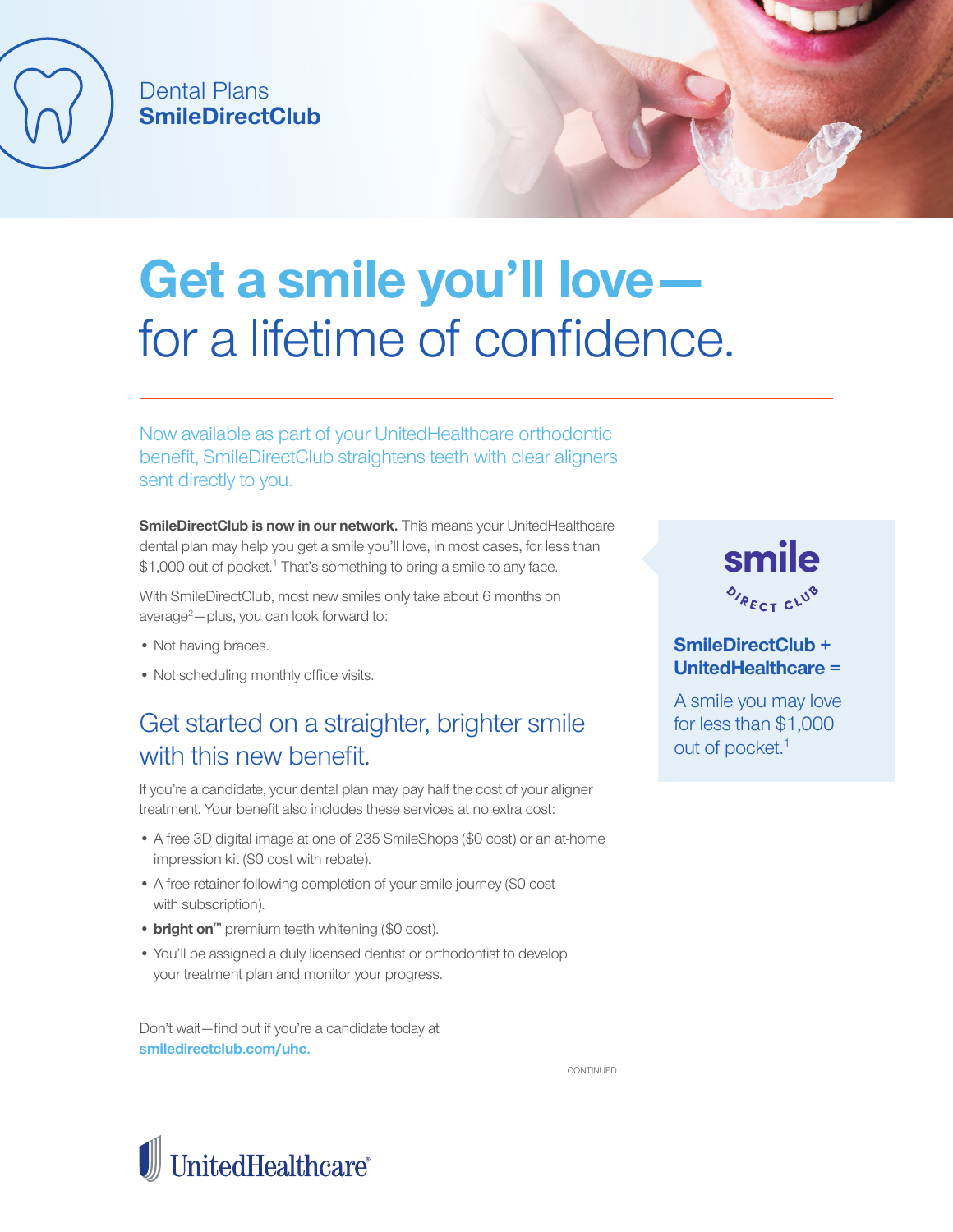Dental Plans
**SmileDirectClub**

# Get a smile you'll love— for a lifetime of confidence.

Now available as part of your UnitedHealthcare orthodontic benefit, SmileDirectClub straightens teeth with clear aligners sent directly to you.

**SmileDirectClub is now in our network.** This means your UnitedHealthcare dental plan may help you get a smile you'll love, in most cases, for less than $1,000 out of pocket.[1] That's something to bring a smile to any face.

With SmileDirectClub, most new smiles only take about 6 months on average[2]—plus, you can look forward to:

- Not having braces.
- Not scheduling monthly office visits.

## Get started on a straighter, brighter smile with this new benefit.

If you're a candidate, your dental plan may pay half the cost of your aligner treatment. Your benefit also includes these services at no extra cost:

- A free 3D digital image at one of 235 SmileShops ($0 cost) or an at-home impression kit ($0 cost with rebate).
- A free retainer following completion of your smile journey ($0 cost with subscription).
- **bright on™** premium teeth whitening ($0 cost).
- You'll be assigned a duly licensed dentist or orthodontist to develop your treatment plan and monitor your progress.

Don't wait—find out if you're a candidate today at **smiledirectclub.com/uhc.**

CONTINUED

smile DIRECT CLUB

**SmileDirectClub + UnitedHealthcare =**

A smile you may love for less than $1,000 out of pocket.[1]

UnitedHealthcare®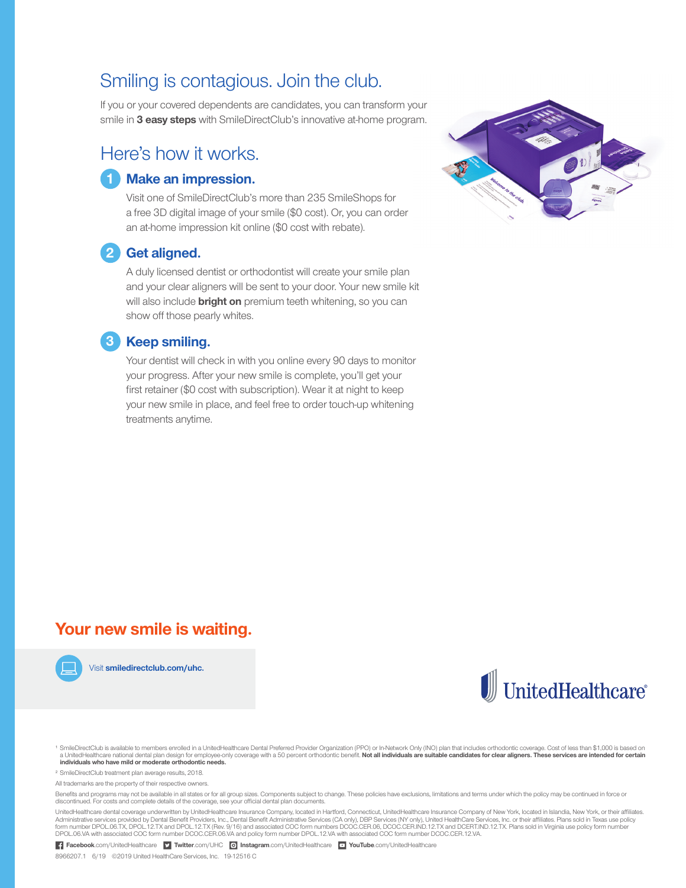# Smiling is contagious. Join the club.

If you or your covered dependents are candidates, you can transform your smile in **3 easy steps** with SmileDirectClub's innovative at-home program.

## Here's how it works.

### 1 Make an impression.

Visit one of SmileDirectClub's more than 235 SmileShops for a free 3D digital image of your smile ($0 cost). Or, you can order an at-home impression kit online ($0 cost with rebate).

### 2 Get aligned.

A duly licensed dentist or orthodontist will create your smile plan and your clear aligners will be sent to your door. Your new smile kit will also include **bright on** premium teeth whitening, so you can show off those pearly whites.

### 3 Keep smiling.

Your dentist will check in with you online every 90 days to monitor your progress. After your new smile is complete, you'll get your first retainer ($0 cost with subscription). Wear it at night to keep your new smile in place, and feel free to order touch-up whitening treatments anytime.

## Your new smile is waiting.

Visit **smiledirectclub.com/uhc.**

UnitedHealthcare®

[1] SmileDirectClub is available to members enrolled in a UnitedHealthcare Dental Preferred Provider Organization (PPO) or In-Network Only (INO) plan that includes orthodontic coverage. Cost of less than $1,000 is based on a UnitedHealthcare national dental plan design for employee-only coverage with a 50 percent orthodontic benefit. **Not all individuals are suitable candidates for clear aligners. These services are intended for certain individuals who have mild or moderate orthodontic needs.**

[2] SmileDirectClub treatment plan average results, 2018.

All trademarks are the property of their respective owners.

Benefits and programs may not be available in all states or for all group sizes. Components subject to change. These policies have exclusions, limitations and terms under which the policy may be continued in force or discontinued. For costs and complete details of the coverage, see your official dental plan documents.

UnitedHealthcare dental coverage underwritten by UnitedHealthcare Insurance Company, located in Hartford, Connecticut, UnitedHealthcare Insurance Company of New York, located in Islandia, New York, or their affiliates. Administrative services provided by Dental Benefit Providers, Inc., Dental Benefit Administrative Services (CA only), DBP Services (NY only), United HealthCare Services, Inc. or their affiliates. Plans sold in Texas use policy form number DPOL.06.TX, DPOL.12.TX and DPOL.12.TX (Rev. 9/16) and associated COC form numbers DCOC.CER.06, DCOC.CER.IND.12.TX and DCERT.IND.12.TX. Plans sold in Virginia use policy form number DPOL.06.VA with associated COC form number DCOC.CER.06.VA and policy form number DPOL.12.VA with associated COC form number DCOC.CER.12.VA.

**Facebook**.com/UnitedHealthcare **Twitter**.com/UHC **Instagram**.com/UnitedHealthcare **YouTube**.com/UnitedHealthcare

8966207.1 6/19 ©2019 United HealthCare Services, Inc. 19-12516 C